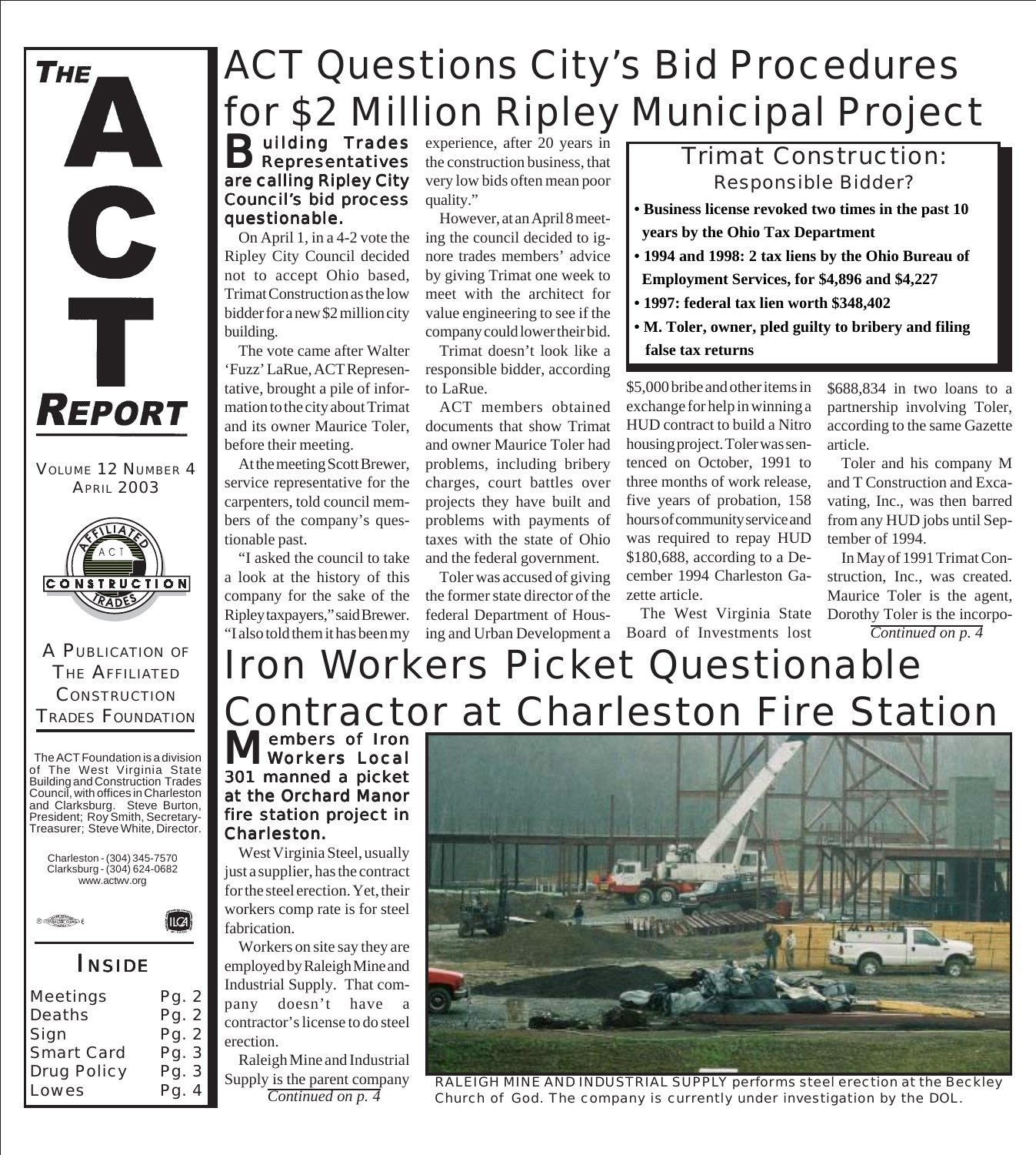# THE ACT REPORT

VOLUME 12 NUMBER 4
APRIL 2003

A PUBLICATION OF THE AFFILIATED CONSTRUCTION TRADES FOUNDATION

The ACT Foundation is a division of The West Virginia State Building and Construction Trades Council, with offices in Charleston and Clarksburg. Steve Burton, President; Roy Smith, Secretary-Treasurer; Steve White, Director.

Charleston - (304) 345-7570
Clarksburg - (304) 624-0682
www.actwv.org

## INSIDE

| | |
|---|---|
| Meetings | Pg. 2 |
| Deaths | Pg. 2 |
| Sign | Pg. 2 |
| Smart Card | Pg. 3 |
| Drug Policy | Pg. 3 |
| Lowes | Pg. 4 |

# ACT Questions City's Bid Procedures for $2 Million Ripley Municipal Project

**Building Trades Representatives are calling Ripley City Council's bid process questionable.**

On April 1, in a 4-2 vote the Ripley City Council decided not to accept Ohio based, Trimat Construction as the low bidder for a new $2 million city building.

The vote came after Walter 'Fuzz' LaRue, ACT Representative, brought a pile of information to the city about Trimat and its owner Maurice Toler, before their meeting.

At the meeting Scott Brewer, service representative for the carpenters, told council members of the company's questionable past.

"I asked the council to take a look at the history of this company for the sake of the Ripley taxpayers," said Brewer. "I also told them it has been my experience, after 20 years in the construction business, that very low bids often mean poor quality."

However, at an April 8 meeting the council decided to ignore trades members' advice by giving Trimat one week to meet with the architect for value engineering to see if the company could lower their bid.

Trimat doesn't look like a responsible bidder, according to LaRue.

ACT members obtained documents that show Trimat and owner Maurice Toler had problems, including bribery charges, court battles over projects they have built and problems with payments of taxes with the state of Ohio and the federal government.

Toler was accused of giving the former state director of the federal Department of Housing and Urban Development a $5,000 bribe and other items in exchange for help in winning a HUD contract to build a Nitro housing project. Toler was sentenced on October, 1991 to three months of work release, five years of probation, 158 hours of community service and was required to repay HUD $180,688, according to a December 1994 Charleston Gazette article.

The West Virginia State Board of Investments lost $688,834 in two loans to a partnership involving Toler, according to the same Gazette article.

Toler and his company M and T Construction and Excavating, Inc., was then barred from any HUD jobs until September of 1994.

In May of 1991 Trimat Construction, Inc., was created. Maurice Toler is the agent, Dorothy Toler is the incorpo-

*Continued on p. 4*

> ## Trimat Construction: Responsible Bidder?
>
> - **Business license revoked two times in the past 10 years by the Ohio Tax Department**
> - **1994 and 1998: 2 tax liens by the Ohio Bureau of Employment Services, for $4,896 and $4,227**
> - **1997: federal tax lien worth $348,402**
> - **M. Toler, owner, pled guilty to bribery and filing false tax returns**

# Iron Workers Picket Questionable Contractor at Charleston Fire Station

**Members of Iron Workers Local 301 manned a picket at the Orchard Manor fire station project in Charleston.**

West Virginia Steel, usually just a supplier, has the contract for the steel erection. Yet, their workers comp rate is for steel fabrication.

Workers on site say they are employed by Raleigh Mine and Industrial Supply. That company doesn't have a contractor's license to do steel erection.

Raleigh Mine and Industrial Supply is the parent company

*Continued on p. 4*

RALEIGH MINE AND INDUSTRIAL SUPPLY performs steel erection at the Beckley Church of God. The company is currently under investigation by the DOL.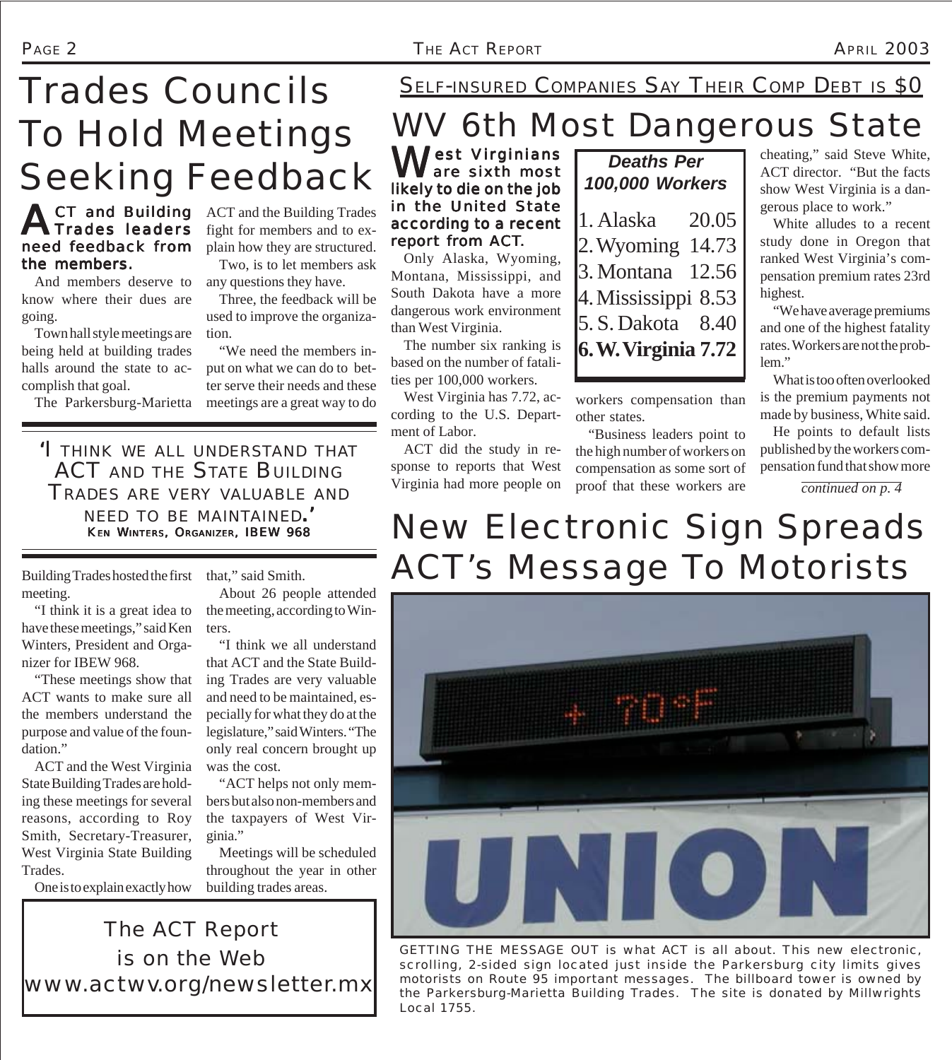# Trades Councils To Hold Meetings Seeking Feedback

**ACT and Building Trades leaders need feedback from the members.**

And members deserve to know where their dues are going.

Town hall style meetings are being held at building trades halls around the state to accomplish that goal.

The Parkersburg-Marietta Building Trades hosted the first meeting.

"I think it is a great idea to have these meetings," said Ken Winters, President and Organizer for IBEW 968.

"These meetings show that ACT wants to make sure all the members understand the purpose and value of the foundation."

ACT and the West Virginia State Building Trades are holding these meetings for several reasons, according to Roy Smith, Secretary-Treasurer, West Virginia State Building Trades.

One is to explain exactly how ACT and the Building Trades fight for members and to explain how they are structured.

Two, is to let members ask any questions they have.

Three, the feedback will be used to improve the organization.

"We need the members input on what we can do to better serve their needs and these meetings are a great way to do that," said Smith.

About 26 people attended the meeting, according to Winters.

"I think we all understand that ACT and the State Building Trades are very valuable and need to be maintained, especially for what they do at the legislature," said Winters. "The only real concern brought up was the cost.

"ACT helps not only members but also non-members and the taxpayers of West Virginia."

Meetings will be scheduled throughout the year in other building trades areas.

> 'I THINK WE ALL UNDERSTAND THAT ACT AND THE STATE BUILDING TRADES ARE VERY VALUABLE AND NEED TO BE MAINTAINED.'
> **KEN WINTERS, ORGANIZER, IBEW 968**

The ACT Report is on the Web
www.actwv.org/newsletter.mx

## SELF-INSURED COMPANIES SAY THEIR COMP DEBT IS $0

# WV 6th Most Dangerous State

**West Virginians are sixth most likely to die on the job in the United State according to a recent report from ACT.**

Only Alaska, Wyoming, Montana, Mississippi, and South Dakota have a more dangerous work environment than West Virginia.

The number six ranking is based on the number of fatalities per 100,000 workers.

West Virginia has 7.72, according to the U.S. Department of Labor.

ACT did the study in response to reports that West Virginia had more people on workers compensation than other states.

| Deaths Per 100,000 Workers | |
|---|---|
| 1. Alaska | 20.05 |
| 2. Wyoming | 14.73 |
| 3. Montana | 12.56 |
| 4. Mississippi | 8.53 |
| 5. S. Dakota | 8.40 |
| **6. W. Virginia** | **7.72** |

"Business leaders point to the high number of workers on compensation as some sort of proof that these workers are cheating," said Steve White, ACT director. "But the facts show West Virginia is a dangerous place to work."

White alludes to a recent study done in Oregon that ranked West Virginia's compensation premium rates 23rd highest.

"We have average premiums and one of the highest fatality rates. Workers are not the problem."

What is too often overlooked is the premium payments not made by business, White said.

He points to default lists published by the workers compensation fund that show more

*continued on p. 4*

# New Electronic Sign Spreads ACT's Message To Motorists

GETTING THE MESSAGE OUT is what ACT is all about. This new electronic, scrolling, 2-sided sign located just inside the Parkersburg city limits gives motorists on Route 95 important messages. The billboard tower is owned by the Parkersburg-Marietta Building Trades. The site is donated by Millwrights Local 1755.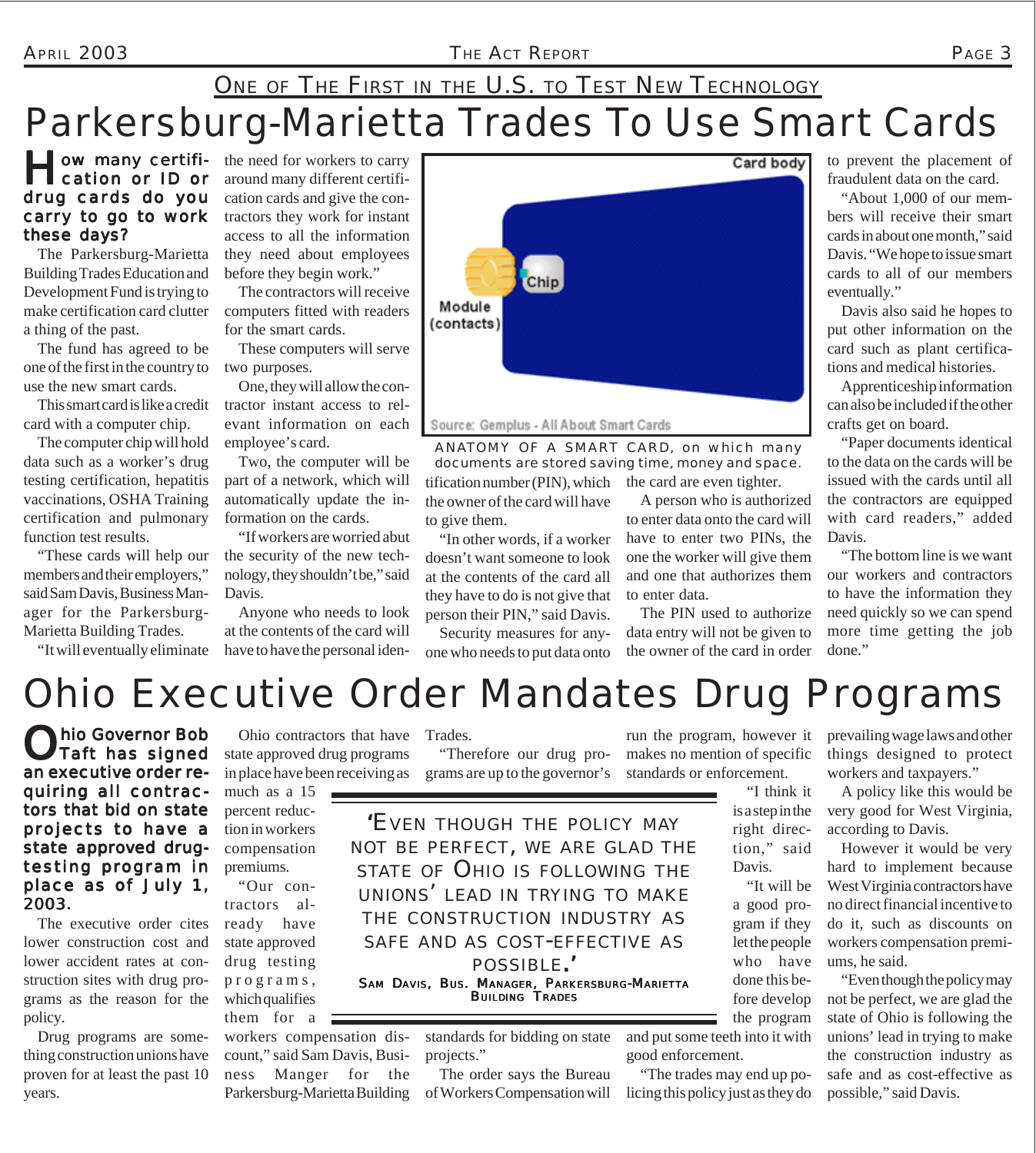## One of The First in the U.S. to Test New Technology

# Parkersburg-Marietta Trades To Use Smart Cards

**How many certification or ID or drug cards do you carry to go to work these days?**

The Parkersburg-Marietta Building Trades Education and Development Fund is trying to make certification card clutter a thing of the past.

The fund has agreed to be one of the first in the country to use the new smart cards.

This smart card is like a credit card with a computer chip.

The computer chip will hold data such as a worker's drug testing certification, hepatitis vaccinations, OSHA Training certification and pulmonary function test results.

"These cards will help our members and their employers," said Sam Davis, Business Manager for the Parkersburg-Marietta Building Trades.

"It will eventually eliminate the need for workers to carry around many different certification cards and give the contractors they work for instant access to all the information they need about employees before they begin work."

The contractors will receive computers fitted with readers for the smart cards.

These computers will serve two purposes.

One, they will allow the contractor instant access to relevant information on each employee's card.

Two, the computer will be part of a network, which will automatically update the information on the cards.

"If workers are worried abut the security of the new technology, they shouldn't be," said Davis.

Anyone who needs to look at the contents of the card will have to have the personal identification number (PIN), which the owner of the card will have to give them.

"In other words, if a worker doesn't want someone to look at the contents of the card all they have to do is not give that person their PIN," said Davis.

Security measures for anyone who needs to put data onto the card are even tighter.

A person who is authorized to enter data onto the card will have to enter two PINs, the one the worker will give them and one that authorizes them to enter data.

The PIN used to authorize data entry will not be given to the owner of the card in order to prevent the placement of fraudulent data on the card.

"About 1,000 of our members will receive their smart cards in about one month," said Davis. "We hope to issue smart cards to all of our members eventually."

Davis also said he hopes to put other information on the card such as plant certifications and medical histories.

Apprenticeship information can also be included if the other crafts get on board.

"Paper documents identical to the data on the cards will be issued with the cards until all the contractors are equipped with card readers," added Davis.

"The bottom line is we want our workers and contractors to have the information they need quickly so we can spend more time getting the job done."

Card body
Chip
Module (contacts)
Source: Gemplus - All About Smart Cards

ANATOMY OF A SMART CARD, on which many documents are stored saving time, money and space.

# Ohio Executive Order Mandates Drug Programs

**Ohio Governor Bob Taft has signed an executive order requiring all contractors that bid on state projects to have a state approved drug-testing program in place as of July 1, 2003.**

The executive order cites lower construction cost and lower accident rates at construction sites with drug programs as the reason for the policy.

Drug programs are something construction unions have proven for at least the past 10 years.

Ohio contractors that have state approved drug programs in place have been receiving as much as a 15 percent reduction in workers compensation premiums.

"Our contractors already have state approved drug testing programs, which qualifies them for a workers compensation discount," said Sam Davis, Business Manger for the Parkersburg-Marietta Building Trades.

"Therefore our drug programs are up to the governor's standards for bidding on state projects."

The order says the Bureau of Workers Compensation will run the program, however it makes no mention of specific standards or enforcement.

"I think it is a step in the right direction," said Davis.

"It will be a good program if they let the people who have done this before develop the program and put some teeth into it with good enforcement.

"The trades may end up policing this policy just as they do prevailing wage laws and other things designed to protect workers and taxpayers."

A policy like this would be very good for West Virginia, according to Davis.

However it would be very hard to implement because West Virginia contractors have no direct financial incentive to do it, such as discounts on workers compensation premiums, he said.

"Even though the policy may not be perfect, we are glad the state of Ohio is following the unions' lead in trying to make the construction industry as safe and as cost-effective as possible," said Davis.

> 'EVEN THOUGH THE POLICY MAY NOT BE PERFECT, WE ARE GLAD THE STATE OF OHIO IS FOLLOWING THE UNIONS' LEAD IN TRYING TO MAKE THE CONSTRUCTION INDUSTRY AS SAFE AND AS COST-EFFECTIVE AS POSSIBLE.'
>
> SAM DAVIS, BUS. MANAGER, PARKERSBURG-MARIETTA BUILDING TRADES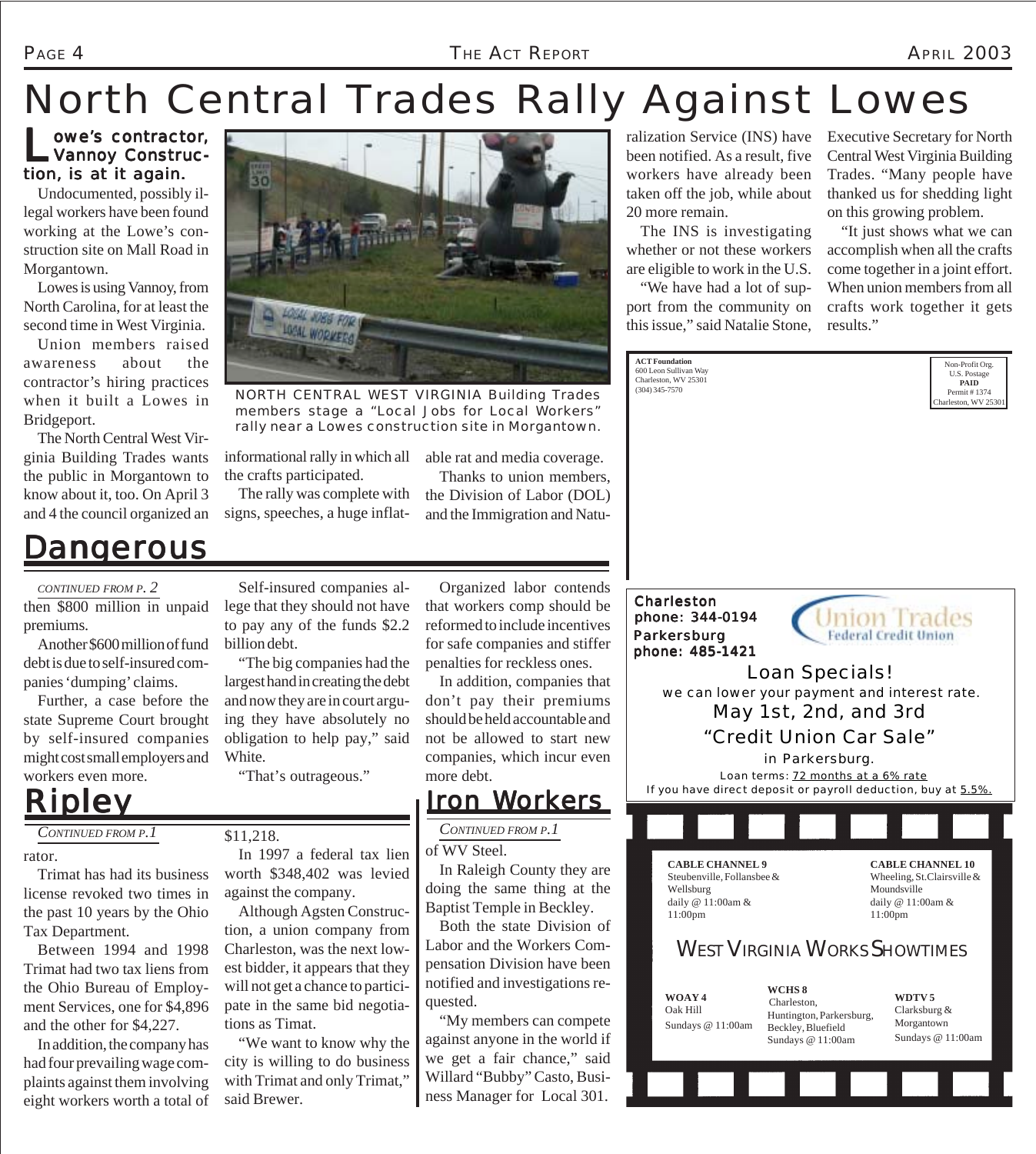# North Central Trades Rally Against Lowes

**Lowe's contractor, Vannoy Construction, is at it again.**

Undocumented, possibly illegal workers have been found working at the Lowe's construction site on Mall Road in Morgantown.

Lowes is using Vannoy, from North Carolina, for at least the second time in West Virginia.

Union members raised awareness about the contractor's hiring practices when it built a Lowes in Bridgeport.

The North Central West Virginia Building Trades wants the public in Morgantown to know about it, too. On April 3 and 4 the council organized an informational rally in which all the crafts participated.

The rally was complete with signs, speeches, a huge inflatable rat and media coverage.

Thanks to union members, the Division of Labor (DOL) and the Immigration and Naturalization Service (INS) have been notified. As a result, five workers have already been taken off the job, while about 20 more remain.

The INS is investigating whether or not these workers are eligible to work in the U.S.

"We have had a lot of support from the community on this issue," said Natalie Stone, Executive Secretary for North Central West Virginia Building Trades. "Many people have thanked us for shedding light on this growing problem.

"It just shows what we can accomplish when all the crafts come together in a joint effort. When union members from all crafts work together it gets results."

NORTH CENTRAL WEST VIRGINIA Building Trades members stage a "Local Jobs for Local Workers" rally near a Lowes construction site in Morgantown.

## Dangerous

*CONTINUED FROM P. 2*

then $800 million in unpaid premiums.

Another $600 million of fund debt is due to self-insured companies 'dumping' claims.

Further, a case before the state Supreme Court brought by self-insured companies might cost small employers and workers even more.

Self-insured companies allege that they should not have to pay any of the funds $2.2 billion debt.

"The big companies had the largest hand in creating the debt and now they are in court arguing they have absolutely no obligation to help pay," said White.

"That's outrageous."

Organized labor contends that workers comp should be reformed to include incentives for safe companies and stiffer penalties for reckless ones.

In addition, companies that don't pay their premiums should be held accountable and not be allowed to start new companies, which incur even more debt.

## Ripley

*CONTINUED FROM P.1*

rator.

Trimat has had its business license revoked two times in the past 10 years by the Ohio Tax Department.

Between 1994 and 1998 Trimat had two tax liens from the Ohio Bureau of Employment Services, one for $4,896 and the other for $4,227.

In addition, the company has had four prevailing wage complaints against them involving eight workers worth a total of $11,218.

In 1997 a federal tax lien worth $348,402 was levied against the company.

Although Agsten Construction, a union company from Charleston, was the next lowest bidder, it appears that they will not get a chance to participate in the same bid negotiations as Timat.

"We want to know why the city is willing to do business with Trimat and only Trimat," said Brewer.

## Iron Workers

*CONTINUED FROM P.1*

of WV Steel.

In Raleigh County they are doing the same thing at the Baptist Temple in Beckley.

Both the state Division of Labor and the Workers Compensation Division have been notified and investigations requested.

"My members can compete against anyone in the world if we get a fair chance," said Willard "Bubby" Casto, Business Manager for Local 301.

---

ACT Foundation
600 Leon Sullivan Way
Charleston, WV 25301
(304) 345-7570

Non-Profit Org.
U.S. Postage
**PAID**
Permit # 1374
Charleston, WV 25301

---

**Charleston phone: 344-0194**
**Parkersburg phone: 485-1421**

Union Trades Federal Credit Union

Loan Specials!
we can lower your payment and interest rate.
May 1st, 2nd, and 3rd
"Credit Union Car Sale"
in Parkersburg.
Loan terms: 72 months at a 6% rate
If you have direct deposit or payroll deduction, buy at 5.5%.

---

**CABLE CHANNEL 9**
Steubenville, Follansbee & Wellsburg
daily @ 11:00am & 11:00pm

**CABLE CHANNEL 10**
Wheeling, St.Clairsville & Moundsville
daily @ 11:00am & 11:00pm

WEST VIRGINIA WORKS SHOWTIMES

**WOAY 4**
Oak Hill
Sundays @ 11:00am

**WCHS 8**
Charleston, Huntington, Parkersburg, Beckley, Bluefield
Sundays @ 11:00am

**WDTV 5**
Clarksburg & Morgantown
Sundays @ 11:00am